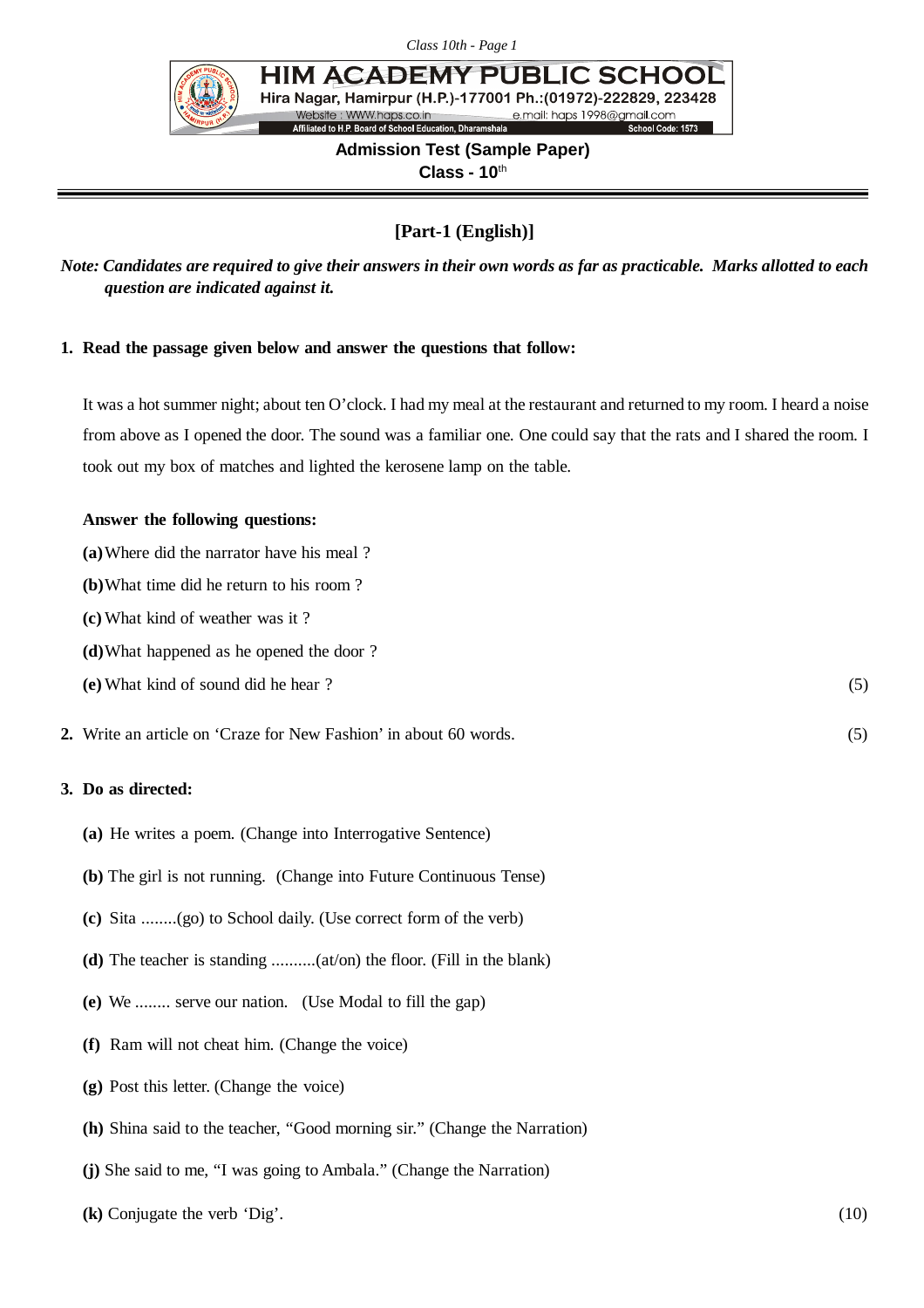# HIM ACADEMY PUBLIC SCHOOL

Hira Nagar, Hamirpur (H.P.)-177001 Ph.:(01972)-222829, 223428

Website : WWW.haps.co.in e.mail: haps 1998@gmail.com

Affiliated to H.P. Board of School Education, Dharamshala School Code: 1573

**Admission Test (Sample Paper)**

**Class - 10th**

## [Part-1 (English)]

***Note: Candidates are required to give their answers in their own words as far as practicable. Marks allotted to each question are indicated against it.***

**1. Read the passage given below and answer the questions that follow:**

It was a hot summer night; about ten O'clock. I had my meal at the restaurant and returned to my room. I heard a noise from above as I opened the door. The sound was a familiar one. One could say that the rats and I shared the room. I took out my box of matches and lighted the kerosene lamp on the table.

**Answer the following questions:**

**(a)** Where did the narrator have his meal ?

**(b)** What time did he return to his room ?

**(c)** What kind of weather was it ?

**(d)** What happened as he opened the door ?

**(e)** What kind of sound did he hear ? (5)

**2.** Write an article on 'Craze for New Fashion' in about 60 words. (5)

**3. Do as directed:**

**(a)** He writes a poem. (Change into Interrogative Sentence)

**(b)** The girl is not running. (Change into Future Continuous Tense)

**(c)** Sita ........(go) to School daily. (Use correct form of the verb)

**(d)** The teacher is standing ..........(at/on) the floor. (Fill in the blank)

**(e)** We ........ serve our nation. (Use Modal to fill the gap)

**(f)** Ram will not cheat him. (Change the voice)

**(g)** Post this letter. (Change the voice)

**(h)** Shina said to the teacher, "Good morning sir." (Change the Narration)

**(j)** She said to me, "I was going to Ambala." (Change the Narration)

**(k)** Conjugate the verb 'Dig'. (10)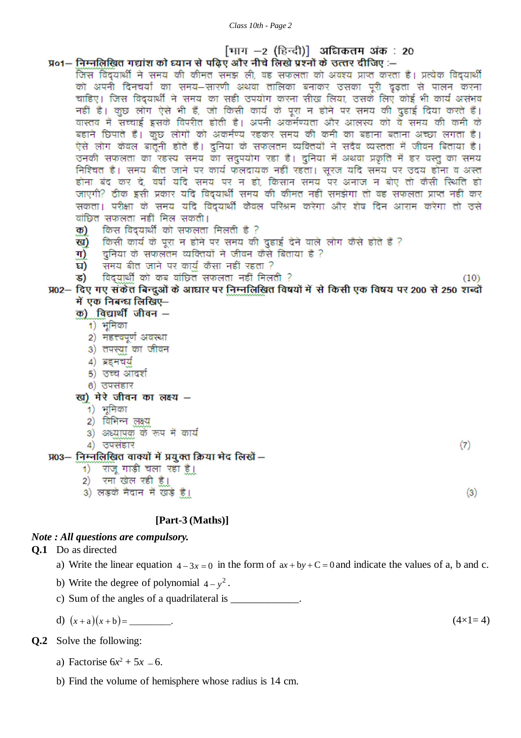[भाग –2 (हिन्दी)] अधिकतम अंक : 20

**प्र01– निम्नलिखित गद्यांश को ध्यान से पढ़िए और नीचे लिखे प्रश्नों के उत्तर दीजिए :–**

जिस विद्यार्थी ने समय की कीमत समझ ली, वह सफलता को अवश्य प्राप्त करता है। प्रत्येक विद्यार्थी को अपनी दिनचर्या का समय–सारणी अथवा तालिका बनाकर उसका पूरी दृढ़ता से पालन करना चाहिए। जिस विद्यार्थी ने समय का सही उपयोग करना सीख लिया, उसके लिए कोई भी कार्य असंभव नहीं है। कुछ लोग ऐसे भी हैं, जो किसी कार्य के पूरा न होने पर समय की दुहाई दिया करते हैं। वास्तव में सच्चाई इसके विपरीत होती है। अपनी अकर्मण्यता और आलस्य को वे समय की कमी के बहाने छिपाते हैं। कुछ लोगों को अकर्मण्य रहकर समय की कमी का बहाना बताना अच्छा लगता है। ऐसे लोग केवल बातूनी होते हैं। दुनिया के सफलतम व्यक्तियों ने सदैव व्यस्तता में जीवन बिताया है। उनकी सफलता का रहस्य समय का सदुपयोग रहा है। दुनिया में अथवा प्रकृति में हर वस्तु का समय निश्चित है। समय बीत जाने पर कार्य फलदायक नहीं रहता। सूरज यदि समय पर उदय होना व अस्त होना बंद कर दे, वर्षा यदि समय पर न हो, किसान समय पर अनाज न बोए तो कैसी स्थिति हो जाएगी? ठीक इसी प्रकार यदि विद्यार्थी समय की कीमत नहीं समझेगा तो वह सफलता प्राप्त नहीं कर सकता। परीक्षा के समय यदि विद्यार्थी केवल परिश्रम करेगा और शेष दिन आराम करेगा तो उसे वांछित सफलता नहीं मिल सकती।

**क)** किस विद्यार्थी को सफलता मिलती है ?
**ख)** किसी कार्य के पूरा न होने पर समय की दुहाई देने वाले लोग कैसे होते हैं ?
**ग)** दुनिया के सफलतम व्यक्तियों ने जीवन कैसे बिताया है ?
**घ)** समय बीत जाने पर कार्य कैसा नहीं रहता ?
**ङ)** विद्यार्थी को कब वांछित सफलता नहीं मिलती ? (10)

**प्र02– दिए गए संकेत बिन्दुओं के आधार पर निम्नलिखित विषयों में से किसी एक विषय पर 200 से 250 शब्दों में एक निबन्ध लिखिए–**

**क) विद्यार्थी जीवन –**
1) भूमिका
2) महत्त्वपूर्ण अवस्था
3) तपस्या का जीवन
4) ब्रह्नचर्य
5) उच्च आदर्श
6) उपसंहार

**ख) मेरे जीवन का लक्ष्य –**
1) भूमिका
2) विभिन्न लक्ष्य
3) अध्यापक के रूप में कार्य
4) उपसंहार (7)

**प्र03– निम्नलिखित वाक्यों में प्रयुक्त क्रिया भेद लिखें –**
1) राजू गाड़ी चला रहा है।
2) रमा खेल रही है।
3) लड़के मैदान में खड़े हैं। (3)

**[Part-3 (Maths)]**

***Note : All questions are compulsory.***

**Q.1** Do as directed

a) Write the linear equation $4-3x=0$ in the form of $ax+by+C=0$ and indicate the values of a, b and c.

b) Write the degree of polynomial $4-y^2$.

c) Sum of the angles of a quadrilateral is _____________.

d) $(x+a)(x+b)=$ ________. (4×1= 4)

**Q.2** Solve the following:

a) Factorise $6x^2+5x-6$.

b) Find the volume of hemisphere whose radius is 14 cm.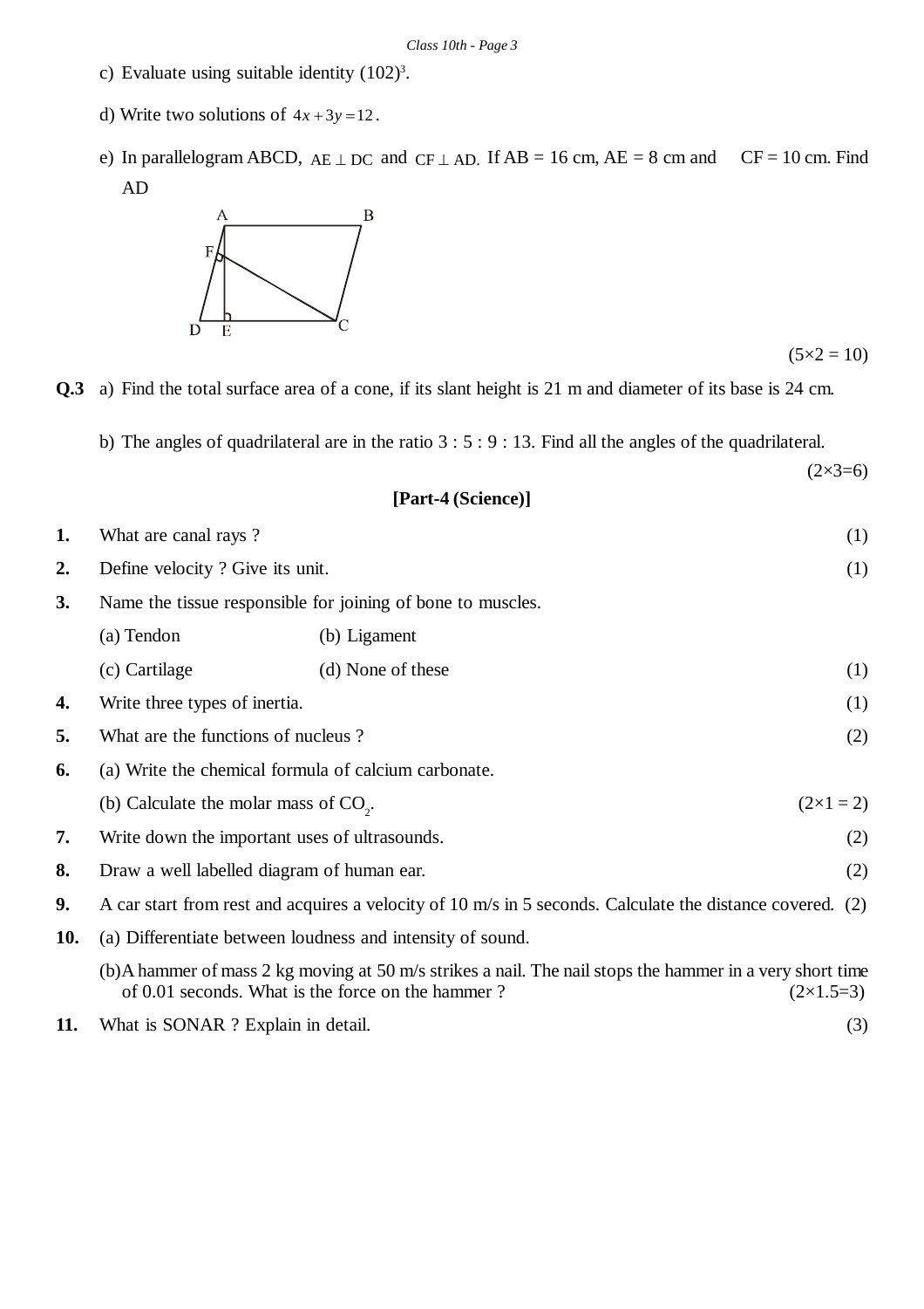c) Evaluate using suitable identity $(102)^3$.

d) Write two solutions of $4x + 3y = 12$.

e) In parallelogram ABCD, $AE \perp DC$ and $CF \perp AD$. If AB = 16 cm, AE = 8 cm and CF = 10 cm. Find AD

A B F D E C

(5×2 = 10)

**Q.3** a) Find the total surface area of a cone, if its slant height is 21 m and diameter of its base is 24 cm.

b) The angles of quadrilateral are in the ratio 3 : 5 : 9 : 13. Find all the angles of the quadrilateral.

(2×3=6)

## [Part-4 (Science)]

**1.** What are canal rays ? (1)

**2.** Define velocity ? Give its unit. (1)

**3.** Name the tissue responsible for joining of bone to muscles.

(a) Tendon (b) Ligament

(c) Cartilage (d) None of these (1)

**4.** Write three types of inertia. (1)

**5.** What are the functions of nucleus ? (2)

**6.** (a) Write the chemical formula of calcium carbonate.

(b) Calculate the molar mass of $CO_2$. (2×1 = 2)

**7.** Write down the important uses of ultrasounds. (2)

**8.** Draw a well labelled diagram of human ear. (2)

**9.** A car start from rest and acquires a velocity of 10 m/s in 5 seconds. Calculate the distance covered. (2)

**10.** (a) Differentiate between loudness and intensity of sound.

(b) A hammer of mass 2 kg moving at 50 m/s strikes a nail. The nail stops the hammer in a very short time of 0.01 seconds. What is the force on the hammer ? (2×1.5=3)

**11.** What is SONAR ? Explain in detail. (3)